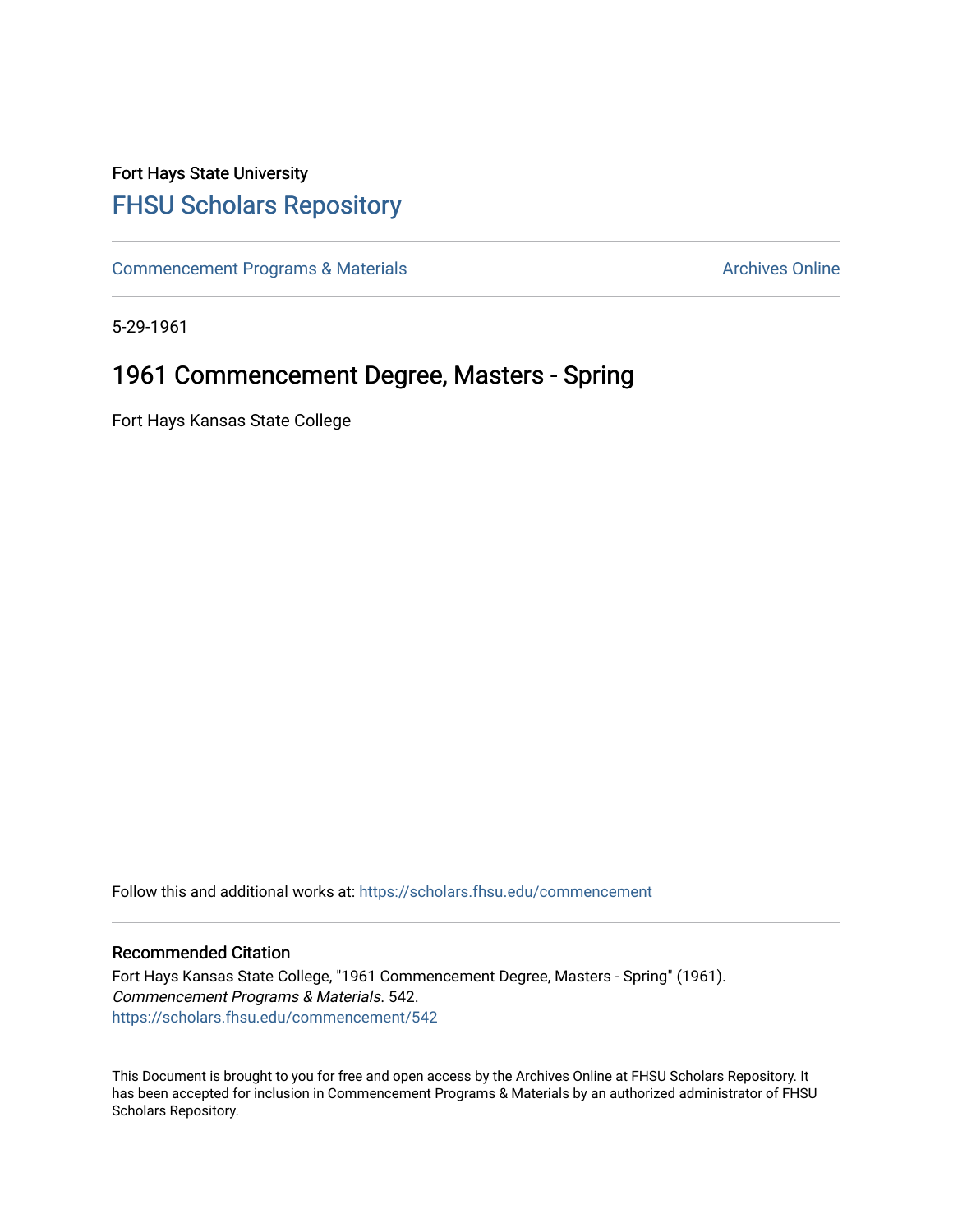Fort Hays State University

# FHSU Scholars Repository

Commencement Programs & Materials

Archives Online

5-29-1961

## 1961 Commencement Degree, Masters - Spring

Fort Hays Kansas State College

Follow this and additional works at: https://scholars.fhsu.edu/commencement

### Recommended Citation

Fort Hays Kansas State College, "1961 Commencement Degree, Masters - Spring" (1961). *Commencement Programs & Materials*. 542.
https://scholars.fhsu.edu/commencement/542

This Document is brought to you for free and open access by the Archives Online at FHSU Scholars Repository. It has been accepted for inclusion in Commencement Programs & Materials by an authorized administrator of FHSU Scholars Repository.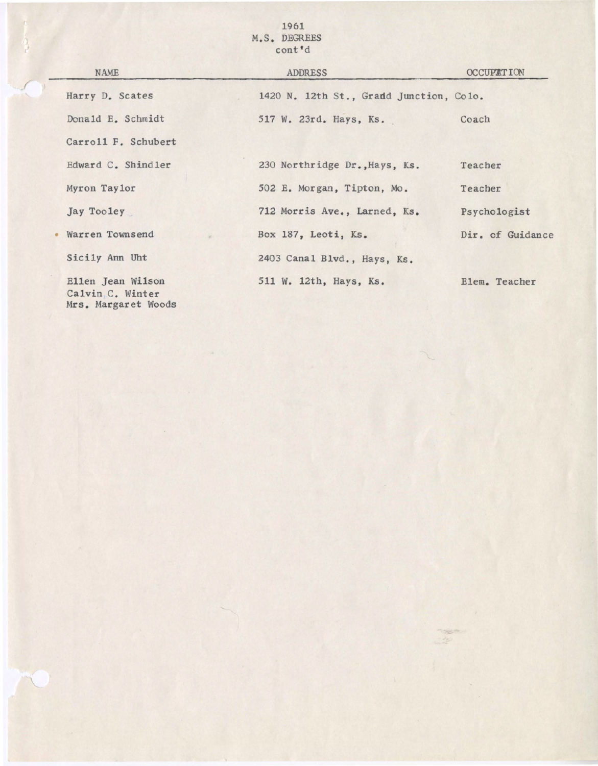1961
M.S. DEGREES
cont'd

| NAME | ADDRESS | OCCUPATION |
|---|---|---|
| Harry D. Scates | 1420 N. 12th St., Gradd Junction, Colo. | |
| Donald E. Schmidt | 517 W. 23rd. Hays, Ks. | Coach |
| Carroll F. Schubert | | |
| Edward C. Shindler | 230 Northridge Dr.,Hays, Ks. | Teacher |
| Myron Taylor | 502 E. Morgan, Tipton, Mo. | Teacher |
| Jay Tooley | 712 Morris Ave., Larned, Ks. | Psychologist |
| Warren Townsend | Box 187, Leoti, Ks. | Dir. of Guidance |
| Sicily Ann Uht | 2403 Canal Blvd., Hays, Ks. | |
| Ellen Jean Wilson | 511 W. 12th, Hays, Ks. | Elem. Teacher |
| Calvin C. Winter | | |
| Mrs. Margaret Woods | | |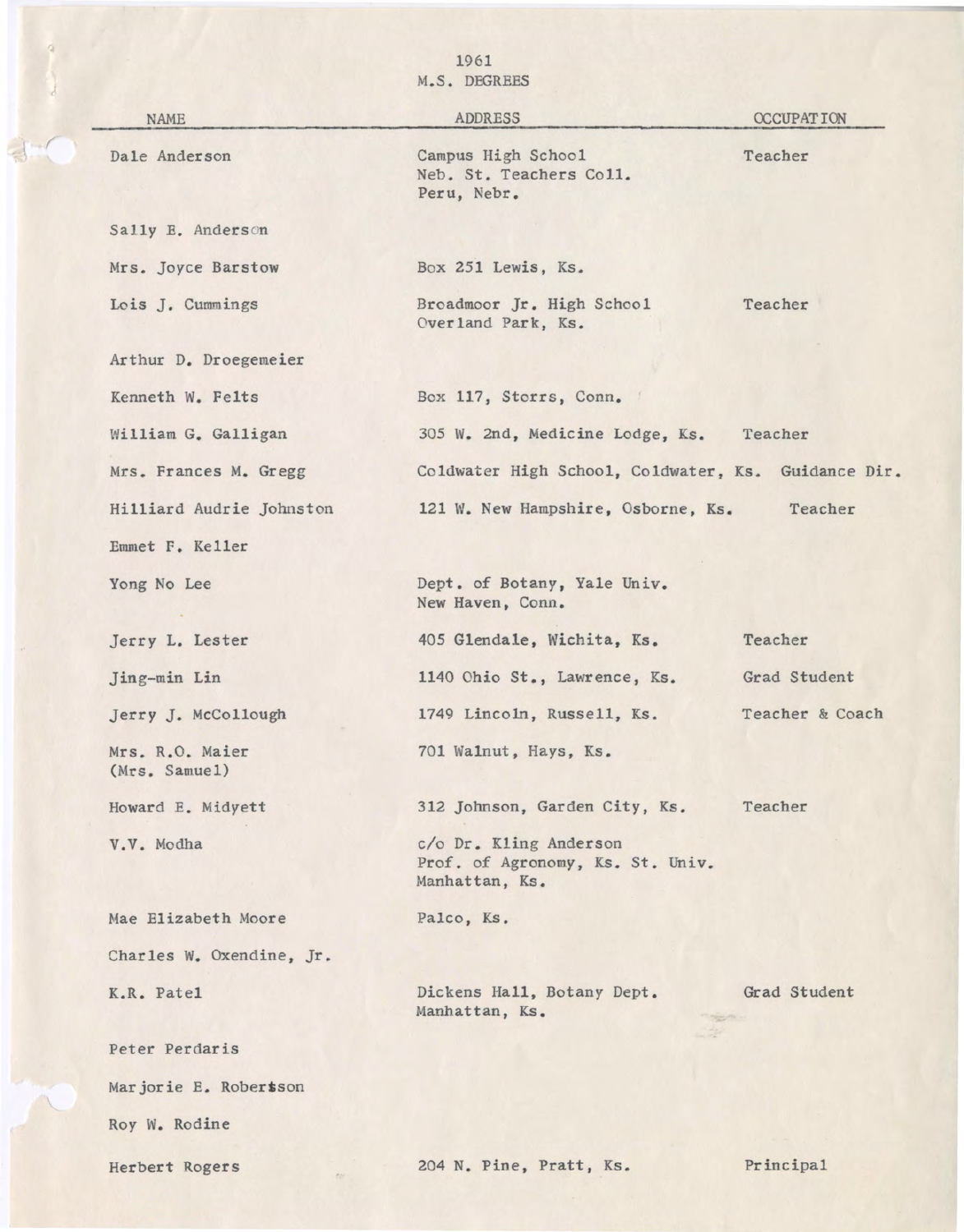# 1961
## M.S. DEGREES

| NAME | ADDRESS | OCCUPATION |
|---|---|---|
| Dale Anderson | Campus High School<br>Neb. St. Teachers Coll.<br>Peru, Nebr. | Teacher |
| Sally E. Anderson | | |
| Mrs. Joyce Barstow | Box 251 Lewis, Ks. | |
| Lois J. Cummings | Broadmoor Jr. High School<br>Overland Park, Ks. | Teacher |
| Arthur D. Droegemeier | | |
| Kenneth W. Felts | Box 117, Storrs, Conn. | |
| William G. Galligan | 305 W. 2nd, Medicine Lodge, Ks. | Teacher |
| Mrs. Frances M. Gregg | Coldwater High School, Coldwater, Ks. | Guidance Dir. |
| Hilliard Audrie Johnston | 121 W. New Hampshire, Osborne, Ks. | Teacher |
| Emmet F. Keller | | |
| Yong No Lee | Dept. of Botany, Yale Univ.<br>New Haven, Conn. | |
| Jerry L. Lester | 405 Glendale, Wichita, Ks. | Teacher |
| Jing-min Lin | 1140 Ohio St., Lawrence, Ks. | Grad Student |
| Jerry J. McCollough | 1749 Lincoln, Russell, Ks. | Teacher & Coach |
| Mrs. R.O. Maier<br>(Mrs. Samuel) | 701 Walnut, Hays, Ks. | |
| Howard E. Midyett | 312 Johnson, Garden City, Ks. | Teacher |
| V.V. Modha | c/o Dr. Kling Anderson<br>Prof. of Agronomy, Ks. St. Univ.<br>Manhattan, Ks. | |
| Mae Elizabeth Moore | Palco, Ks. | |
| Charles W. Oxendine, Jr. | | |
| K.R. Patel | Dickens Hall, Botany Dept.<br>Manhattan, Ks. | Grad Student |
| Peter Perdaris | | |
| Marjorie E. Robertson | | |
| Roy W. Rodine | | |
| Herbert Rogers | 204 N. Pine, Pratt, Ks. | Principal |